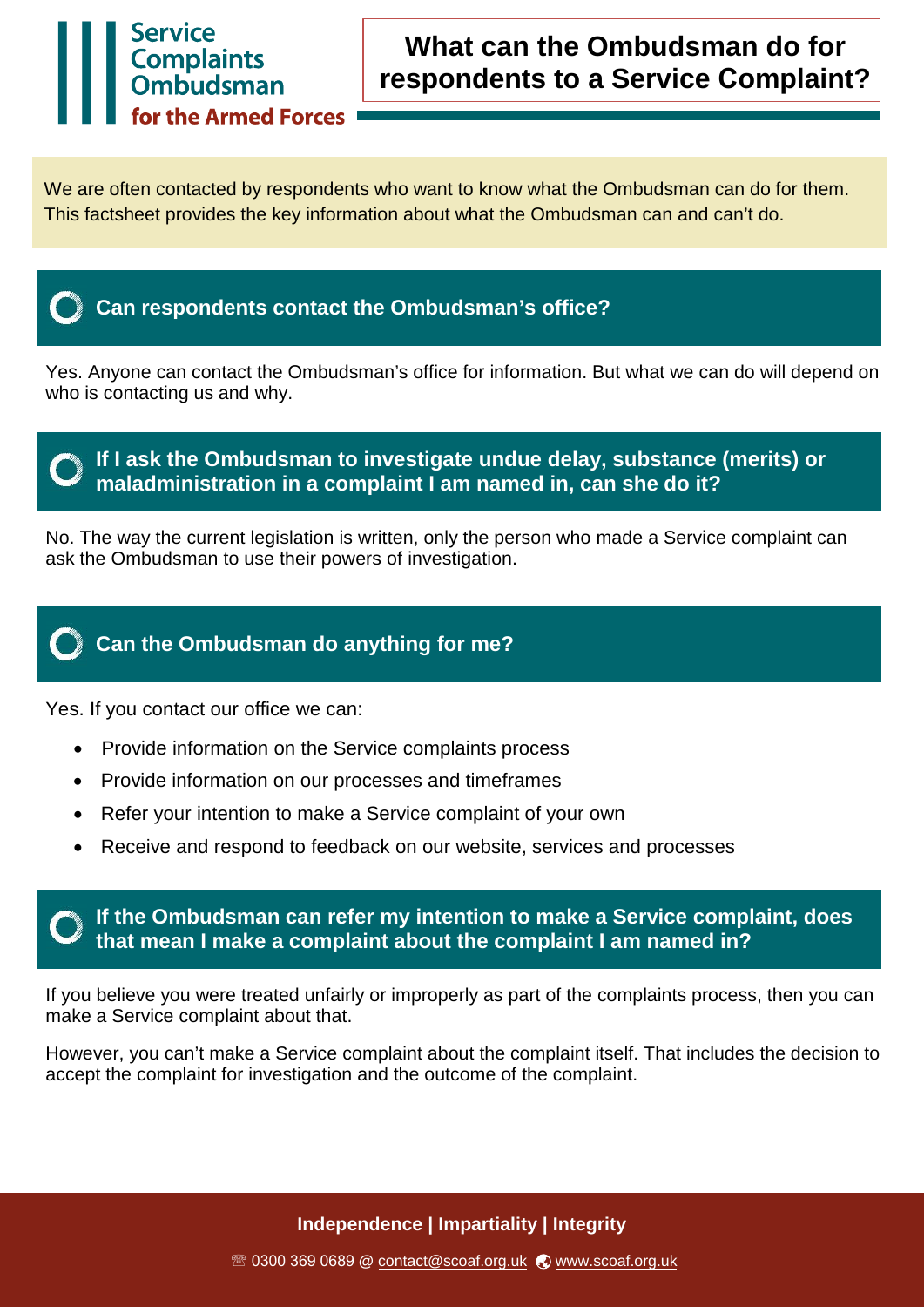Service Complaints Ombudsman for the Armed Forces

# What can the Ombudsman do for respondents to a Service Complaint?

We are often contacted by respondents who want to know what the Ombudsman can do for them. This factsheet provides the key information about what the Ombudsman can and can't do.

## Can respondents contact the Ombudsman's office?

Yes. Anyone can contact the Ombudsman's office for information. But what we can do will depend on who is contacting us and why.

## If I ask the Ombudsman to investigate undue delay, substance (merits) or maladministration in a complaint I am named in, can she do it?

No. The way the current legislation is written, only the person who made a Service complaint can ask the Ombudsman to use their powers of investigation.

## Can the Ombudsman do anything for me?

Yes. If you contact our office we can:

- Provide information on the Service complaints process
- Provide information on our processes and timeframes
- Refer your intention to make a Service complaint of your own
- Receive and respond to feedback on our website, services and processes

## If the Ombudsman can refer my intention to make a Service complaint, does that mean I make a complaint about the complaint I am named in?

If you believe you were treated unfairly or improperly as part of the complaints process, then you can make a Service complaint about that.

However, you can't make a Service complaint about the complaint itself. That includes the decision to accept the complaint for investigation and the outcome of the complaint.

**Independence | Impartiality | Integrity**

☏ 0300 369 0689 @ contact@scoaf.org.uk www.scoaf.org.uk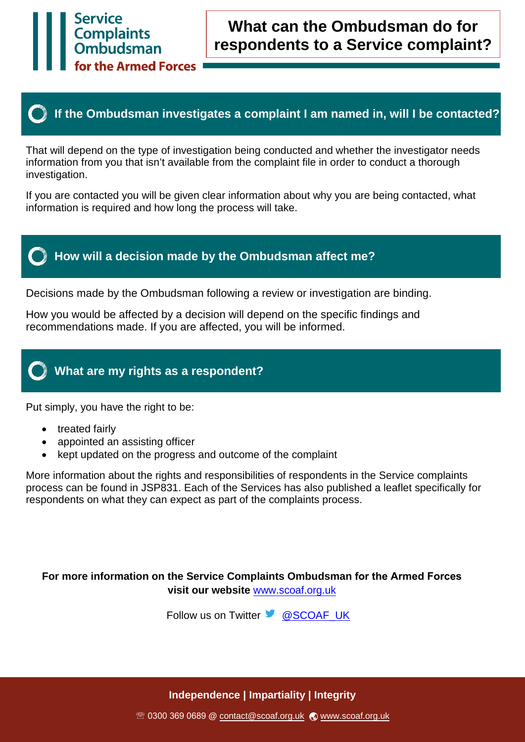Service Complaints Ombudsman for the Armed Forces

# What can the Ombudsman do for respondents to a Service complaint?

## If the Ombudsman investigates a complaint I am named in, will I be contacted?

That will depend on the type of investigation being conducted and whether the investigator needs information from you that isn't available from the complaint file in order to conduct a thorough investigation.

If you are contacted you will be given clear information about why you are being contacted, what information is required and how long the process will take.

## How will a decision made by the Ombudsman affect me?

Decisions made by the Ombudsman following a review or investigation are binding.

How you would be affected by a decision will depend on the specific findings and recommendations made. If you are affected, you will be informed.

## What are my rights as a respondent?

Put simply, you have the right to be:

- treated fairly
- appointed an assisting officer
- kept updated on the progress and outcome of the complaint

More information about the rights and responsibilities of respondents in the Service complaints process can be found in JSP831. Each of the Services has also published a leaflet specifically for respondents on what they can expect as part of the complaints process.

**For more information on the Service Complaints Ombudsman for the Armed Forces visit our website** [www.scoaf.org.uk](http://www.scoaf.org.uk)

Follow us on Twitter [@SCOAF_UK](https://twitter.com/SCOAF_UK)

**Independence | Impartiality | Integrity**

☎ 0300 369 0689 @ contact@scoaf.org.uk www.scoaf.org.uk